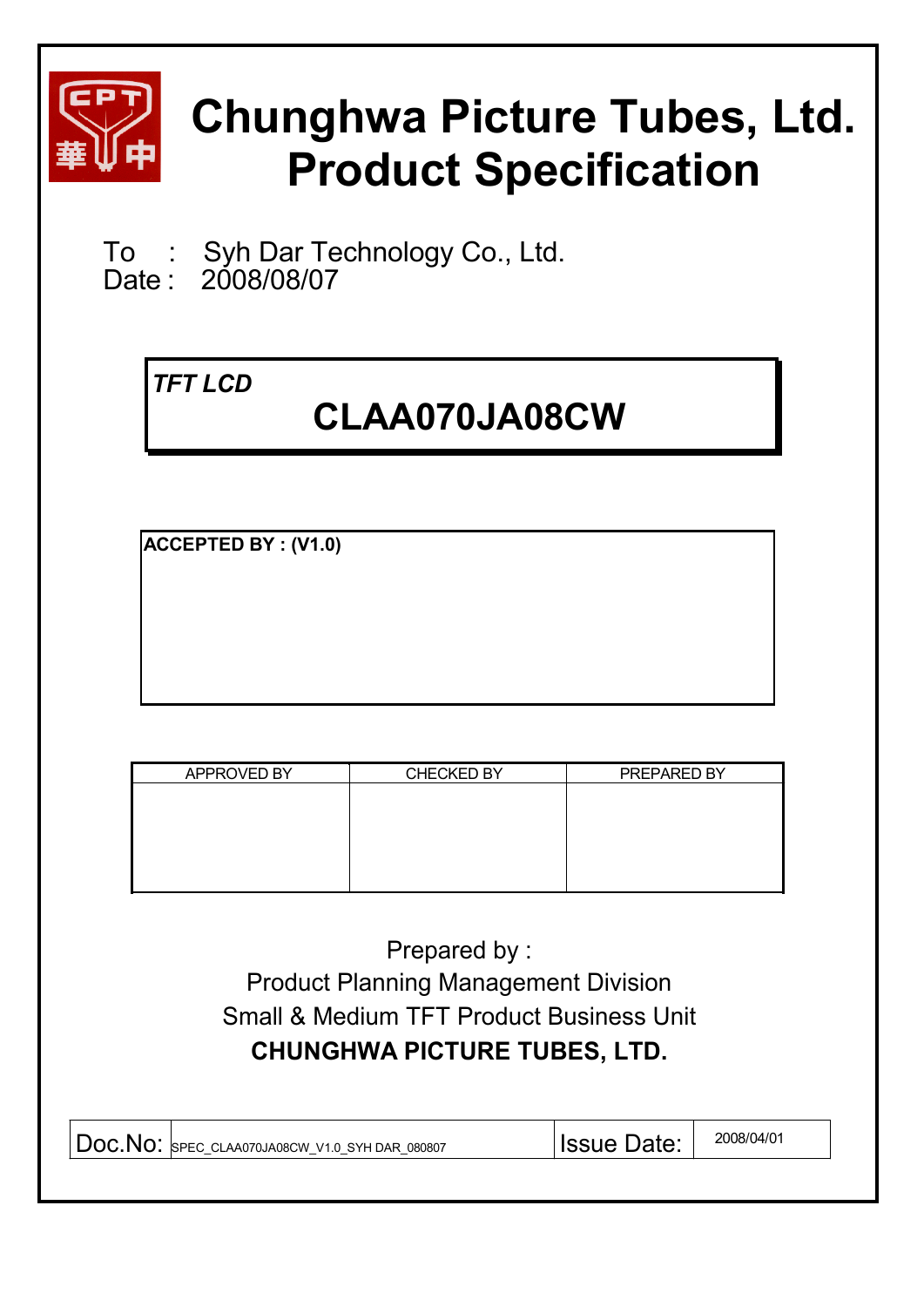# Chunghwa Picture Tubes, Ltd.
# Product Specification

To : Syh Dar Technology Co., Ltd.
Date : 2008/08/07

***TFT LCD***

## CLAA070JA08CW

**ACCEPTED BY : (V1.0)**

| APPROVED BY | CHECKED BY | PREPARED BY |
|---|---|---|
| | | |

Prepared by :
Product Planning Management Division
Small & Medium TFT Product Business Unit
**CHUNGHWA PICTURE TUBES, LTD.**

| Doc.No: | SPEC_CLAA070JA08CW_V1.0_SYH DAR_080807 | Issue Date: | 2008/04/01 |
|---|---|---|---|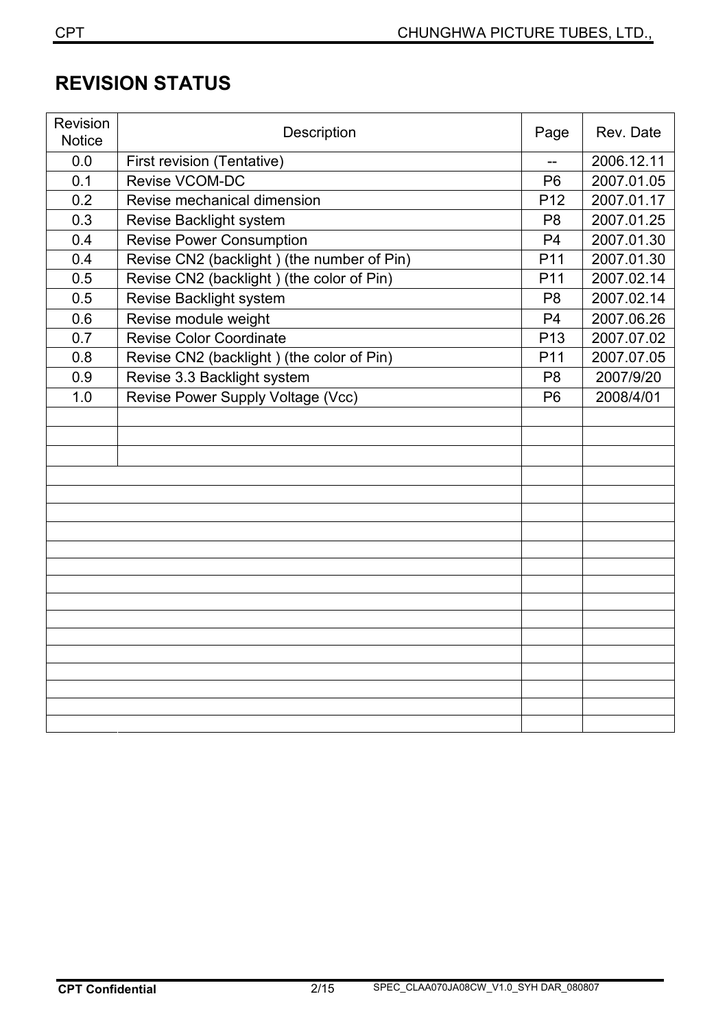# REVISION STATUS

| Revision Notice | Description | Page | Rev. Date |
|---|---|---|---|
| 0.0 | First revision (Tentative) | -- | 2006.12.11 |
| 0.1 | Revise VCOM-DC | P6 | 2007.01.05 |
| 0.2 | Revise mechanical dimension | P12 | 2007.01.17 |
| 0.3 | Revise Backlight system | P8 | 2007.01.25 |
| 0.4 | Revise Power Consumption | P4 | 2007.01.30 |
| 0.4 | Revise CN2 (backlight ) (the number of Pin) | P11 | 2007.01.30 |
| 0.5 | Revise CN2 (backlight ) (the color of Pin) | P11 | 2007.02.14 |
| 0.5 | Revise Backlight system | P8 | 2007.02.14 |
| 0.6 | Revise module weight | P4 | 2007.06.26 |
| 0.7 | Revise Color Coordinate | P13 | 2007.07.02 |
| 0.8 | Revise CN2 (backlight ) (the color of Pin) | P11 | 2007.07.05 |
| 0.9 | Revise 3.3 Backlight system | P8 | 2007/9/20 |
| 1.0 | Revise Power Supply Voltage (Vcc) | P6 | 2008/4/01 |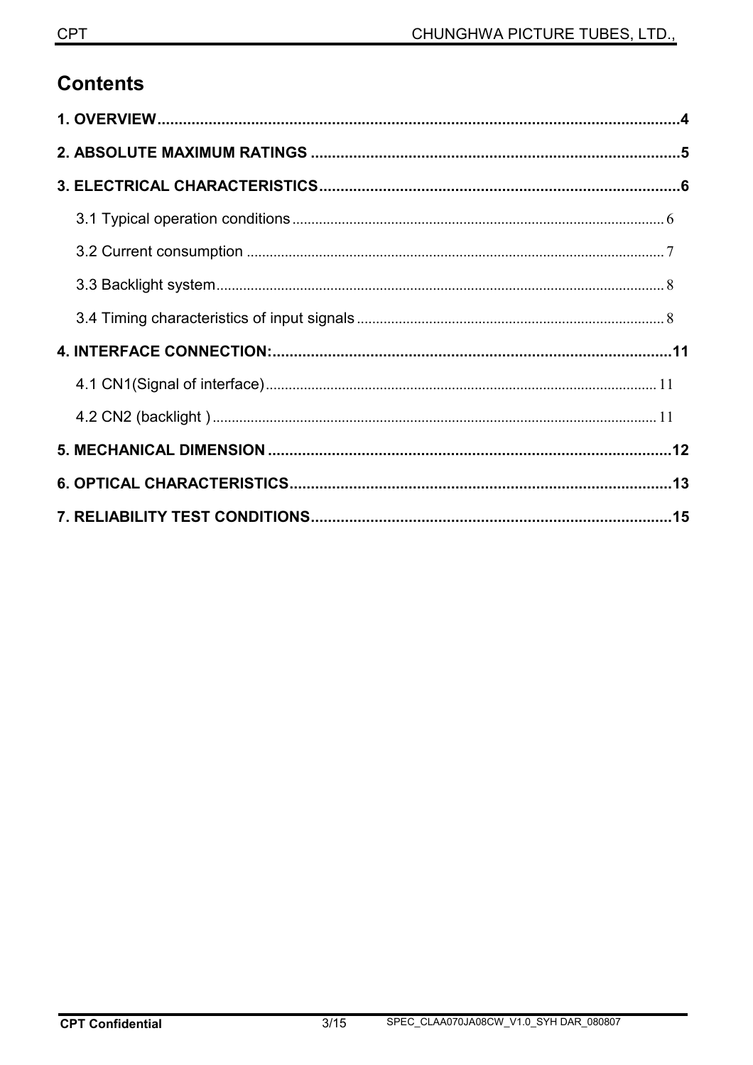# Contents

**1. OVERVIEW....................................................................................................4**

**2. ABSOLUTE MAXIMUM RATINGS ......................................................................5**

**3. ELECTRICAL CHARACTERISTICS....................................................................6**

3.1 Typical operation conditions ..................................................................................6

3.2 Current consumption ..............................................................................................7

3.3 Backlight system......................................................................................................8

3.4 Timing characteristics of input signals ..................................................................8

**4. INTERFACE CONNECTION:............................................................................11**

4.1 CN1(Signal of interface).......................................................................................11

4.2 CN2 (backlight ) ...................................................................................................11

**5. MECHANICAL DIMENSION ............................................................................12**

**6. OPTICAL CHARACTERISTICS........................................................................13**

**7. RELIABILITY TEST CONDITIONS...................................................................15**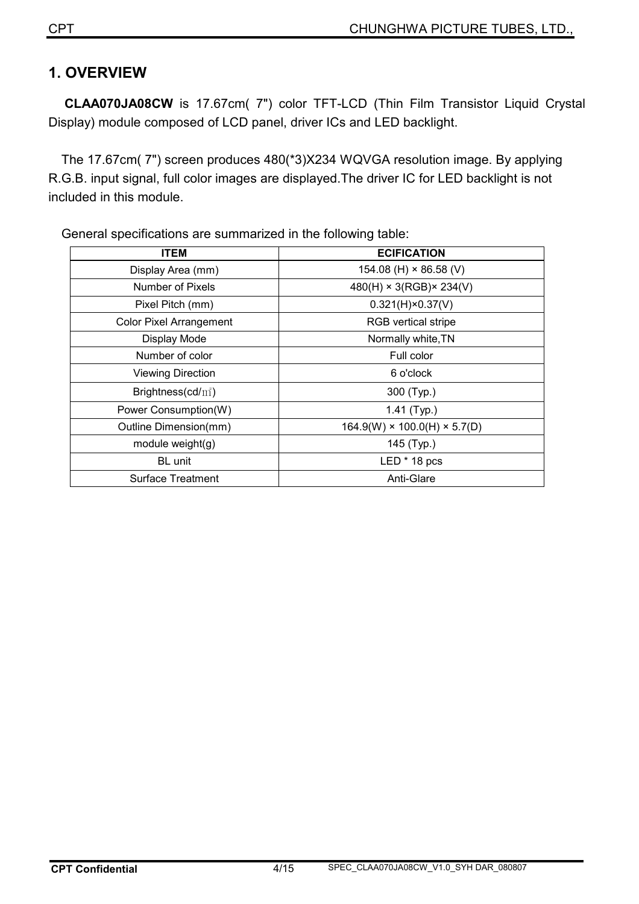## 1. OVERVIEW

**CLAA070JA08CW** is 17.67cm( 7") color TFT-LCD (Thin Film Transistor Liquid Crystal Display) module composed of LCD panel, driver ICs and LED backlight.

The 17.67cm( 7") screen produces 480(*3)X234 WQVGA resolution image. By applying R.G.B. input signal, full color images are displayed.The driver IC for LED backlight is not included in this module.

General specifications are summarized in the following table:

| ITEM | ECIFICATION |
|---|---|
| Display Area (mm) | 154.08 (H) × 86.58 (V) |
| Number of Pixels | 480(H) × 3(RGB)× 234(V) |
| Pixel Pitch (mm) | 0.321(H)×0.37(V) |
| Color Pixel Arrangement | RGB vertical stripe |
| Display Mode | Normally white,TN |
| Number of color | Full color |
| Viewing Direction | 6 o'clock |
| Brightness(cd/㎡) | 300 (Typ.) |
| Power Consumption(W) | 1.41 (Typ.) |
| Outline Dimension(mm) | 164.9(W) × 100.0(H) × 5.7(D) |
| module weight(g) | 145 (Typ.) |
| BL unit | LED * 18 pcs |
| Surface Treatment | Anti-Glare |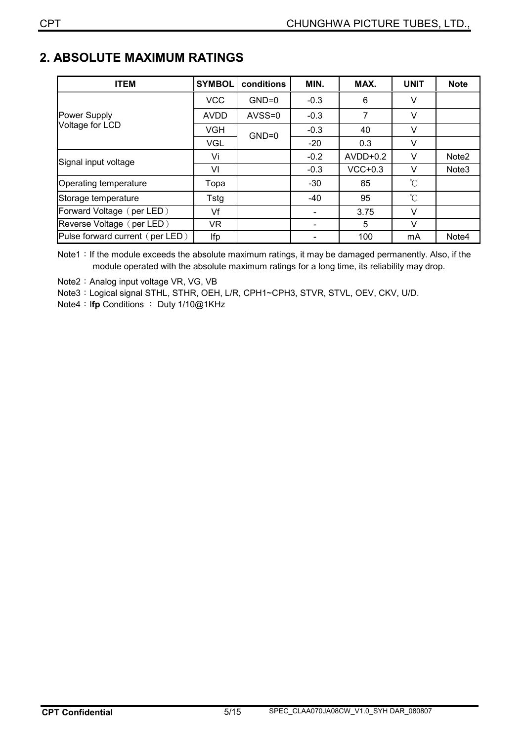## 2. ABSOLUTE MAXIMUM RATINGS

| ITEM | SYMBOL | conditions | MIN. | MAX. | UNIT | Note |
|---|---|---|---|---|---|---|
| Power Supply Voltage for LCD | VCC | GND=0 | -0.3 | 6 | V | |
| | AVDD | AVSS=0 | -0.3 | 7 | V | |
| | VGH | GND=0 | -0.3 | 40 | V | |
| | VGL | | -20 | 0.3 | V | |
| Signal input voltage | Vi | | -0.2 | AVDD+0.2 | V | Note2 |
| | VI | | -0.3 | VCC+0.3 | V | Note3 |
| Operating temperature | Topa | | -30 | 85 | ℃ | |
| Storage temperature | Tstg | | -40 | 95 | ℃ | |
| Forward Voltage（per LED） | Vf | | - | 3.75 | V | |
| Reverse Voltage（per LED） | VR | | - | 5 | V | |
| Pulse forward current（per LED） | Ifp | | - | 100 | mA | Note4 |

Note1：If the module exceeds the absolute maximum ratings, it may be damaged permanently. Also, if the module operated with the absolute maximum ratings for a long time, its reliability may drop.

Note2：Analog input voltage VR, VG, VB

Note3：Logical signal STHL, STHR, OEH, L/R, CPH1~CPH3, STVR, STVL, OEV, CKV, U/D.

Note4：I**fp** Conditions ： Duty 1/10@1KHz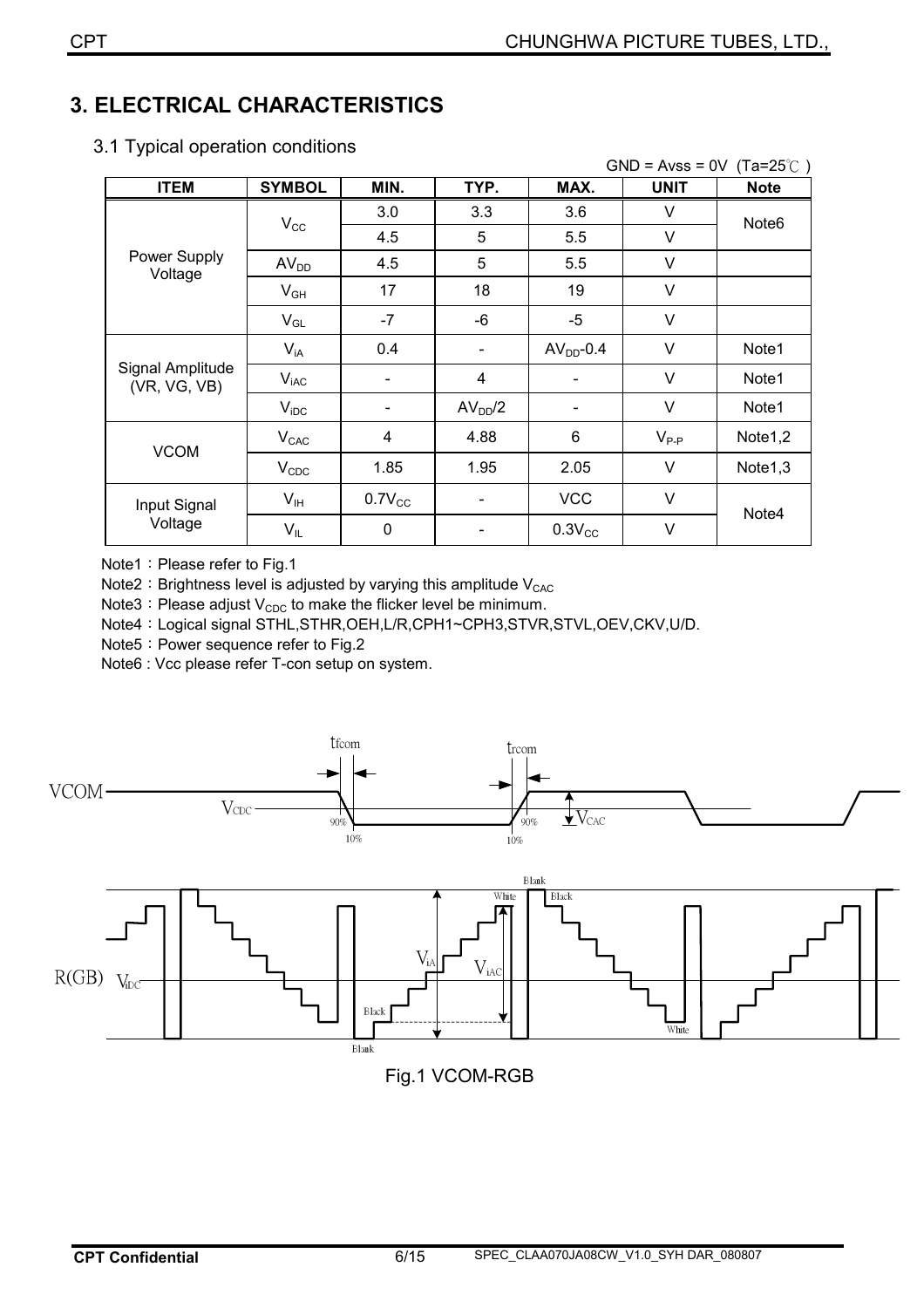## 3. ELECTRICAL CHARACTERISTICS

### 3.1 Typical operation conditions

GND = Avss = 0V (Ta=25℃ )

| ITEM | SYMBOL | MIN. | TYP. | MAX. | UNIT | Note |
|---|---|---|---|---|---|---|
| Power Supply Voltage | $V_{CC}$ | 3.0 | 3.3 | 3.6 | V | Note6 |
| | | 4.5 | 5 | 5.5 | V | |
| | $AV_{DD}$ | 4.5 | 5 | 5.5 | V | |
| | $V_{GH}$ | 17 | 18 | 19 | V | |
| | $V_{GL}$ | -7 | -6 | -5 | V | |
| Signal Amplitude (VR, VG, VB) | $V_{iA}$ | 0.4 | - | $AV_{DD}$-0.4 | V | Note1 |
| | $V_{iAC}$ | - | 4 | - | V | Note1 |
| | $V_{iDC}$ | - | $AV_{DD}/2$ | - | V | Note1 |
| VCOM | $V_{CAC}$ | 4 | 4.88 | 6 | $V_{P-P}$ | Note1,2 |
| | $V_{CDC}$ | 1.85 | 1.95 | 2.05 | V | Note1,3 |
| Input Signal Voltage | $V_{IH}$ | $0.7V_{CC}$ | - | VCC | V | Note4 |
| | $V_{IL}$ | 0 | - | $0.3V_{CC}$ | V | |

Note1：Please refer to Fig.1

Note2：Brightness level is adjusted by varying this amplitude $V_{CAC}$

Note3：Please adjust $V_{CDC}$ to make the flicker level be minimum.

Note4：Logical signal STHL,STHR,OEH,L/R,CPH1~CPH3,STVR,STVL,OEV,CKV,U/D.

Note5：Power sequence refer to Fig.2

Note6 : Vcc please refer T-con setup on system.

Fig.1 VCOM-RGB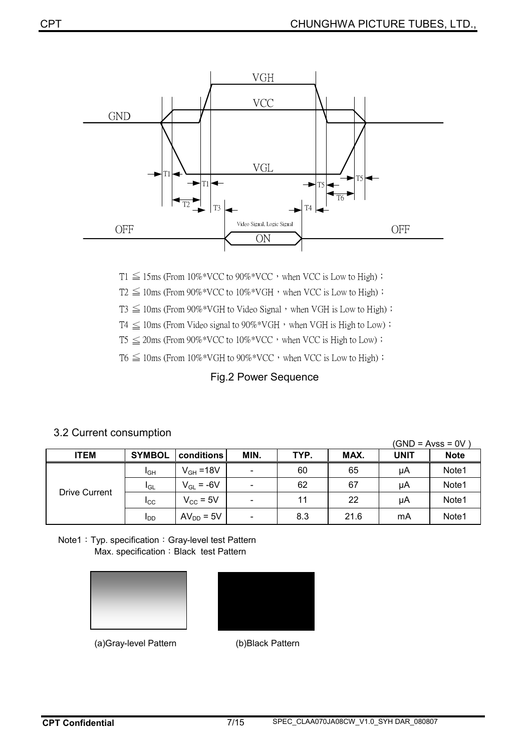T1 ≦ 15ms (From 10%*VCC to 90%*VCC，when VCC is Low to High)；

T2 ≦ 10ms (From 90%*VCC to 10%*VGH，when VCC is Low to High)；

T3 ≦ 10ms (From 90%*VGH to Video Signal，when VGH is Low to High)；

T4 ≦ 10ms (From Video signal to 90%*VGH，when VGH is High to Low)；

T5 ≦ 20ms (From 90%*VCC to 10%*VCC，when VCC is High to Low)；

T6 ≦ 10ms (From 10%*VGH to 90%*VCC，when VCC is Low to High)；

Fig.2 Power Sequence

## 3.2 Current consumption

(GND = Avss = 0V )

| ITEM | SYMBOL | conditions | MIN. | TYP. | MAX. | UNIT | Note |
|---|---|---|---|---|---|---|---|
| Drive Current | $I_{GH}$ | $V_{GH}$ =18V | - | 60 | 65 | μA | Note1 |
| | $I_{GL}$ | $V_{GL}$ = -6V | - | 62 | 67 | μA | Note1 |
| | $I_{CC}$ | $V_{CC}$ = 5V | - | 11 | 22 | μA | Note1 |
| | $I_{DD}$ | $AV_{DD}$ = 5V | - | 8.3 | 21.6 | mA | Note1 |

Note1：Typ. specification：Gray-level test Pattern

Max. specification：Black test Pattern

(a)Gray-level Pattern (b)Black Pattern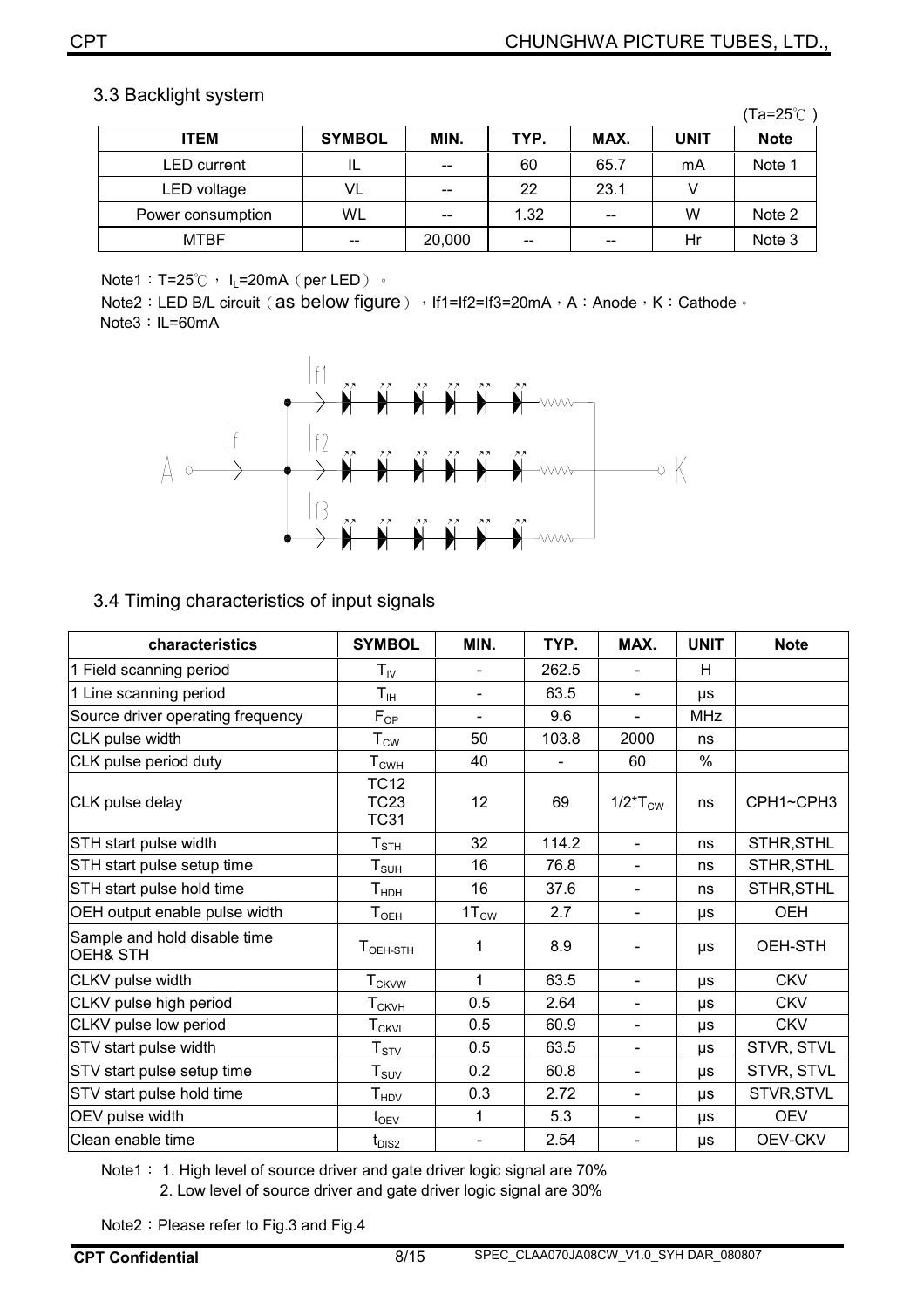## 3.3 Backlight system

(Ta=25℃ )

| ITEM | SYMBOL | MIN. | TYP. | MAX. | UNIT | Note |
|---|---|---|---|---|---|---|
| LED current | IL | -- | 60 | 65.7 | mA | Note 1 |
| LED voltage | VL | -- | 22 | 23.1 | V | |
| Power consumption | WL | -- | 1.32 | -- | W | Note 2 |
| MTBF | -- | 20,000 | -- | -- | Hr | Note 3 |

Note1：T=25℃ ， $I_L$=20mA（per LED）。

Note2：LED B/L circuit（as below figure），If1=If2=If3=20mA，A：Anode，K：Cathode。

Note3：IL=60mA

## 3.4 Timing characteristics of input signals

| characteristics | SYMBOL | MIN. | TYP. | MAX. | UNIT | Note |
|---|---|---|---|---|---|---|
| 1 Field scanning period | $T_{IV}$ | - | 262.5 | - | H | |
| 1 Line scanning period | $T_{IH}$ | - | 63.5 | - | μs | |
| Source driver operating frequency | $F_{OP}$ | - | 9.6 | - | MHz | |
| CLK pulse width | $T_{CW}$ | 50 | 103.8 | 2000 | ns | |
| CLK pulse period duty | $T_{CWH}$ | 40 | - | 60 | % | |
| CLK pulse delay | TC12 TC23 TC31 | 12 | 69 | $1/2*T_{CW}$ | ns | CPH1~CPH3 |
| STH start pulse width | $T_{STH}$ | 32 | 114.2 | - | ns | STHR,STHL |
| STH start pulse setup time | $T_{SUH}$ | 16 | 76.8 | - | ns | STHR,STHL |
| STH start pulse hold time | $T_{HDH}$ | 16 | 37.6 | - | ns | STHR,STHL |
| OEH output enable pulse width | $T_{OEH}$ | $1T_{CW}$ | 2.7 | - | μs | OEH |
| Sample and hold disable time OEH& STH | $T_{OEH-STH}$ | 1 | 8.9 | - | μs | OEH-STH |
| CLKV pulse width | $T_{CKVW}$ | 1 | 63.5 | - | μs | CKV |
| CLKV pulse high period | $T_{CKVH}$ | 0.5 | 2.64 | - | μs | CKV |
| CLKV pulse low period | $T_{CKVL}$ | 0.5 | 60.9 | - | μs | CKV |
| STV start pulse width | $T_{STV}$ | 0.5 | 63.5 | - | μs | STVR, STVL |
| STV start pulse setup time | $T_{SUV}$ | 0.2 | 60.8 | - | μs | STVR, STVL |
| STV start pulse hold time | $T_{HDV}$ | 0.3 | 2.72 | - | μs | STVR,STVL |
| OEV pulse width | $t_{OEV}$ | 1 | 5.3 | - | μs | OEV |
| Clean enable time | $t_{DIS2}$ | - | 2.54 | - | μs | OEV-CKV |

Note1： 1. High level of source driver and gate driver logic signal are 70%

2. Low level of source driver and gate driver logic signal are 30%

Note2：Please refer to Fig.3 and Fig.4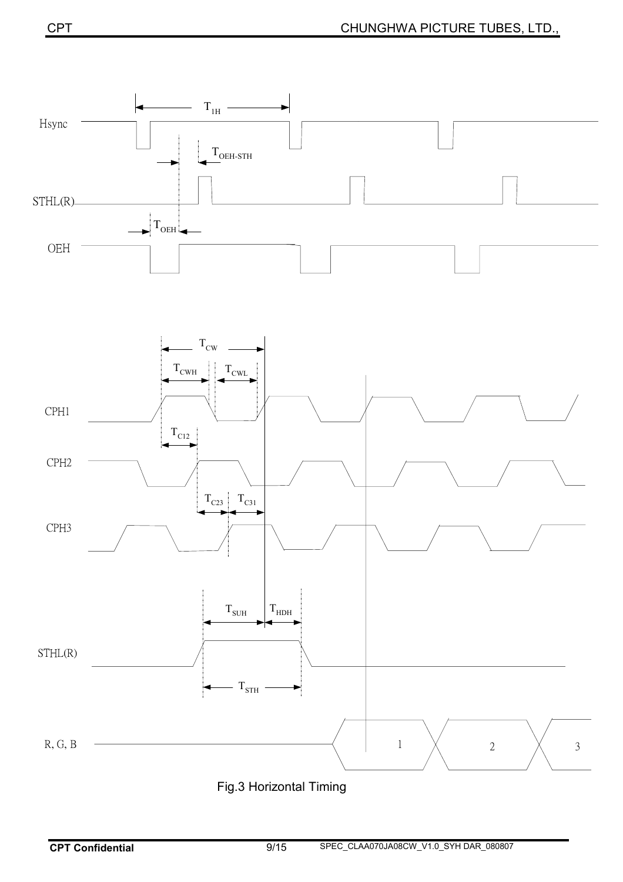Fig.3 Horizontal Timing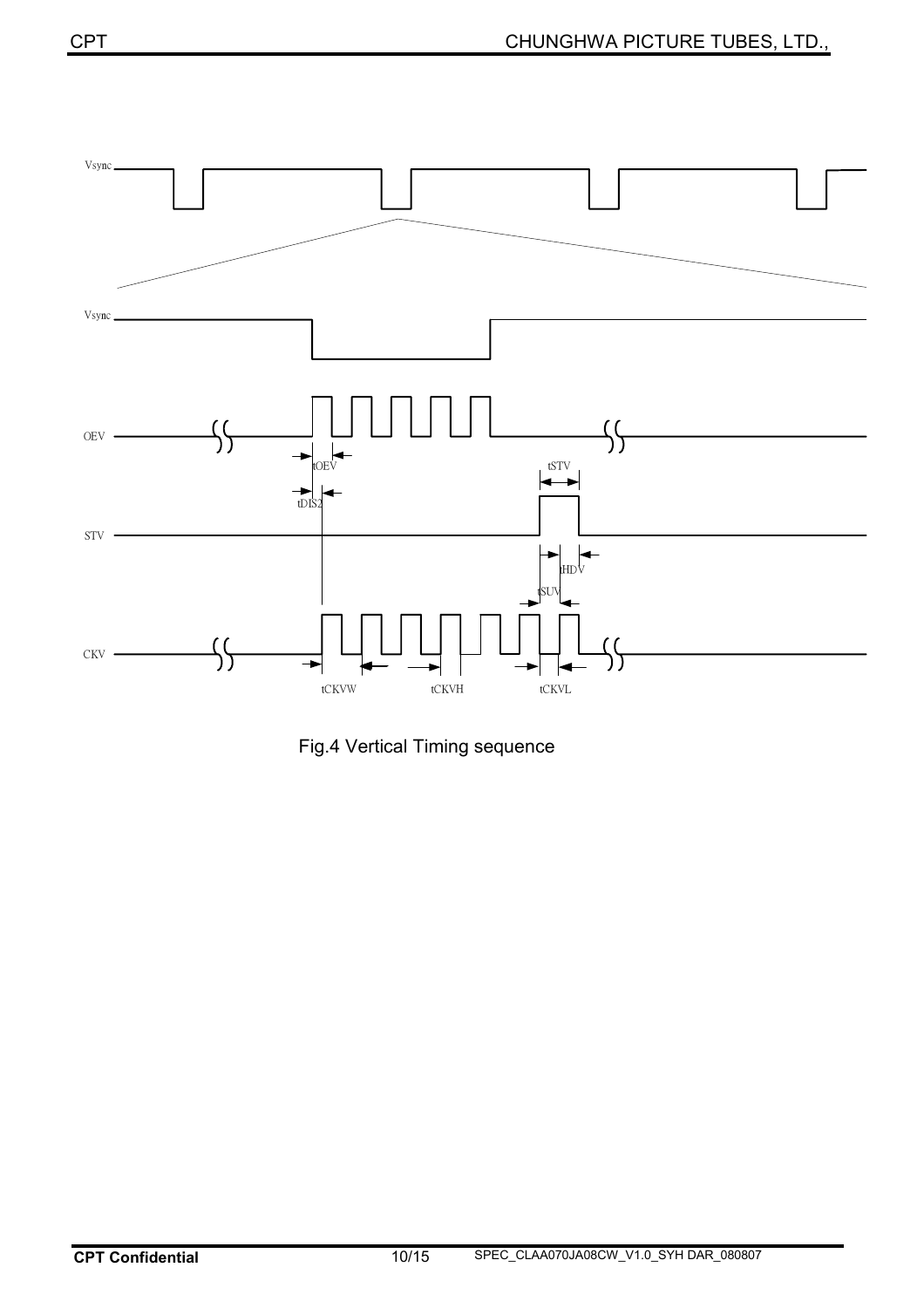Vsync

Vsync

OEV

tOEV

tDIS2

tSTV

STV

tHDV

tSUV

CKV

tCKVW

tCKVH

tCKVL

Fig.4 Vertical Timing sequence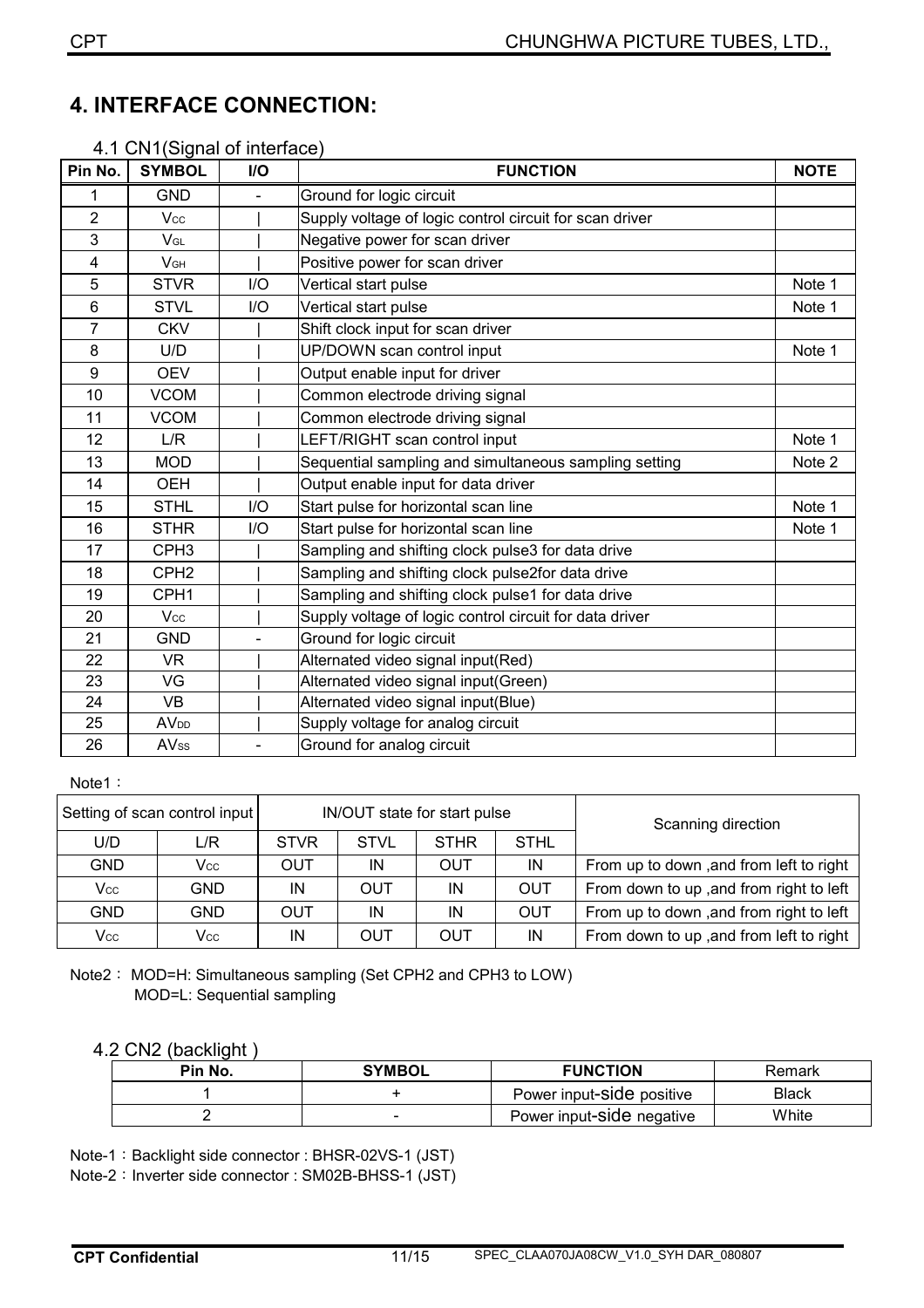# 4. INTERFACE CONNECTION:

## 4.1 CN1(Signal of interface)

| Pin No. | SYMBOL | I/O | FUNCTION | NOTE |
|---|---|---|---|---|
| 1 | GND | - | Ground for logic circuit | |
| 2 | $V_{CC}$ | I | Supply voltage of logic control circuit for scan driver | |
| 3 | $V_{GL}$ | I | Negative power for scan driver | |
| 4 | $V_{GH}$ | I | Positive power for scan driver | |
| 5 | STVR | I/O | Vertical start pulse | Note 1 |
| 6 | STVL | I/O | Vertical start pulse | Note 1 |
| 7 | CKV | I | Shift clock input for scan driver | |
| 8 | U/D | I | UP/DOWN scan control input | Note 1 |
| 9 | OEV | I | Output enable input for driver | |
| 10 | VCOM | I | Common electrode driving signal | |
| 11 | VCOM | I | Common electrode driving signal | |
| 12 | L/R | I | LEFT/RIGHT scan control input | Note 1 |
| 13 | MOD | I | Sequential sampling and simultaneous sampling setting | Note 2 |
| 14 | OEH | I | Output enable input for data driver | |
| 15 | STHL | I/O | Start pulse for horizontal scan line | Note 1 |
| 16 | STHR | I/O | Start pulse for horizontal scan line | Note 1 |
| 17 | CPH3 | I | Sampling and shifting clock pulse3 for data drive | |
| 18 | CPH2 | I | Sampling and shifting clock pulse2for data drive | |
| 19 | CPH1 | I | Sampling and shifting clock pulse1 for data drive | |
| 20 | $V_{CC}$ | I | Supply voltage of logic control circuit for data driver | |
| 21 | GND | - | Ground for logic circuit | |
| 22 | VR | I | Alternated video signal input(Red) | |
| 23 | VG | I | Alternated video signal input(Green) | |
| 24 | VB | I | Alternated video signal input(Blue) | |
| 25 | $AV_{DD}$ | I | Supply voltage for analog circuit | |
| 26 | $AV_{SS}$ | - | Ground for analog circuit | |

Note1：

| Setting of scan control input | | IN/OUT state for start pulse | | | | Scanning direction |
|---|---|---|---|---|---|---|
| U/D | L/R | STVR | STVL | STHR | STHL | |
| GND | $V_{CC}$ | OUT | IN | OUT | IN | From up to down ,and from left to right |
| $V_{CC}$ | GND | IN | OUT | IN | OUT | From down to up ,and from right to left |
| GND | GND | OUT | IN | IN | OUT | From up to down ,and from right to left |
| $V_{CC}$ | $V_{CC}$ | IN | OUT | OUT | IN | From down to up ,and from left to right |

Note2： MOD=H: Simultaneous sampling (Set CPH2 and CPH3 to LOW)
MOD=L: Sequential sampling

## 4.2 CN2 (backlight )

| Pin No. | SYMBOL | FUNCTION | Remark |
|---|---|---|---|
| 1 | + | Power input-side positive | Black |
| 2 | - | Power input-side negative | White |

Note-1：Backlight side connector : BHSR-02VS-1 (JST)

Note-2：Inverter side connector : SM02B-BHSS-1 (JST)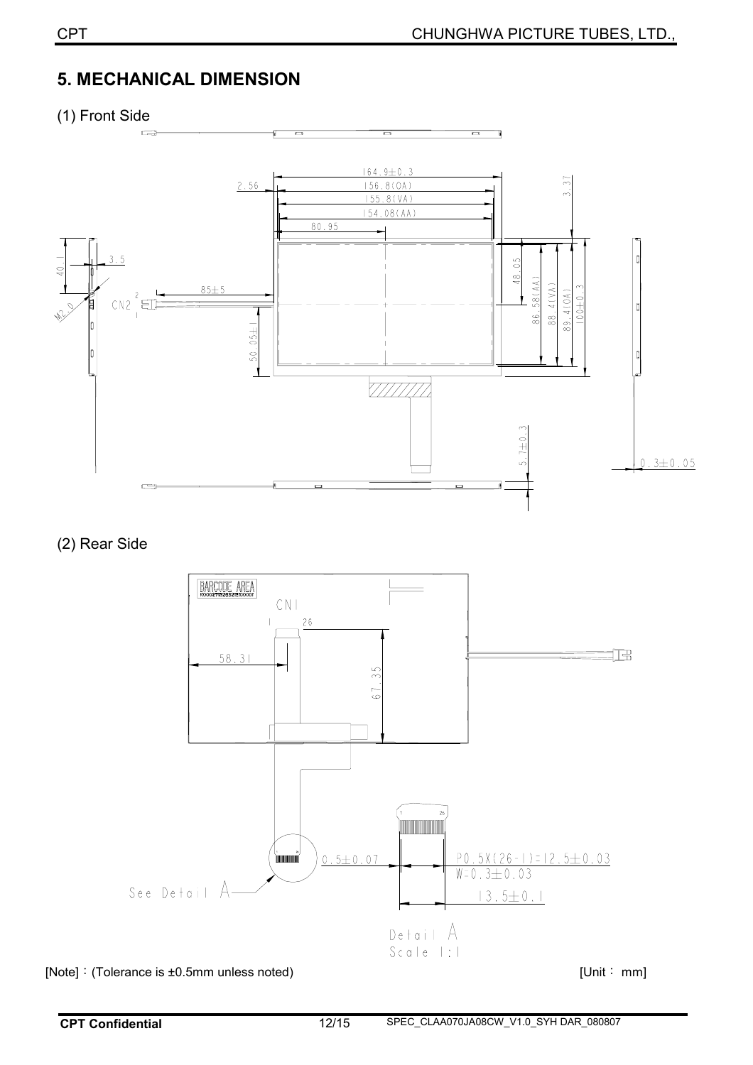## 5. MECHANICAL DIMENSION

(1) Front Side

164.9±0.3

156.8(OA)

155.8(VA)

154.08(AA)

2.56

80.95

3.37

40.1

3.5

M2.0

CN2

85±5

50.05±1

48.05

86.58(AA)

88.4(VA)

89.4(OA)

100±0.3

5.7±0.3

0.3±0.05

(2) Rear Side

BARCODE AREA

CN1

1 26

58.31

67.35

See Detail A

0.5±0.07

P0.5X(26-1)=12.5±0.03

W=0.3±0.03

13.5±0.1

Detail A
Scale 1:1

[Note]：(Tolerance is ±0.5mm unless noted)

[Unit： mm]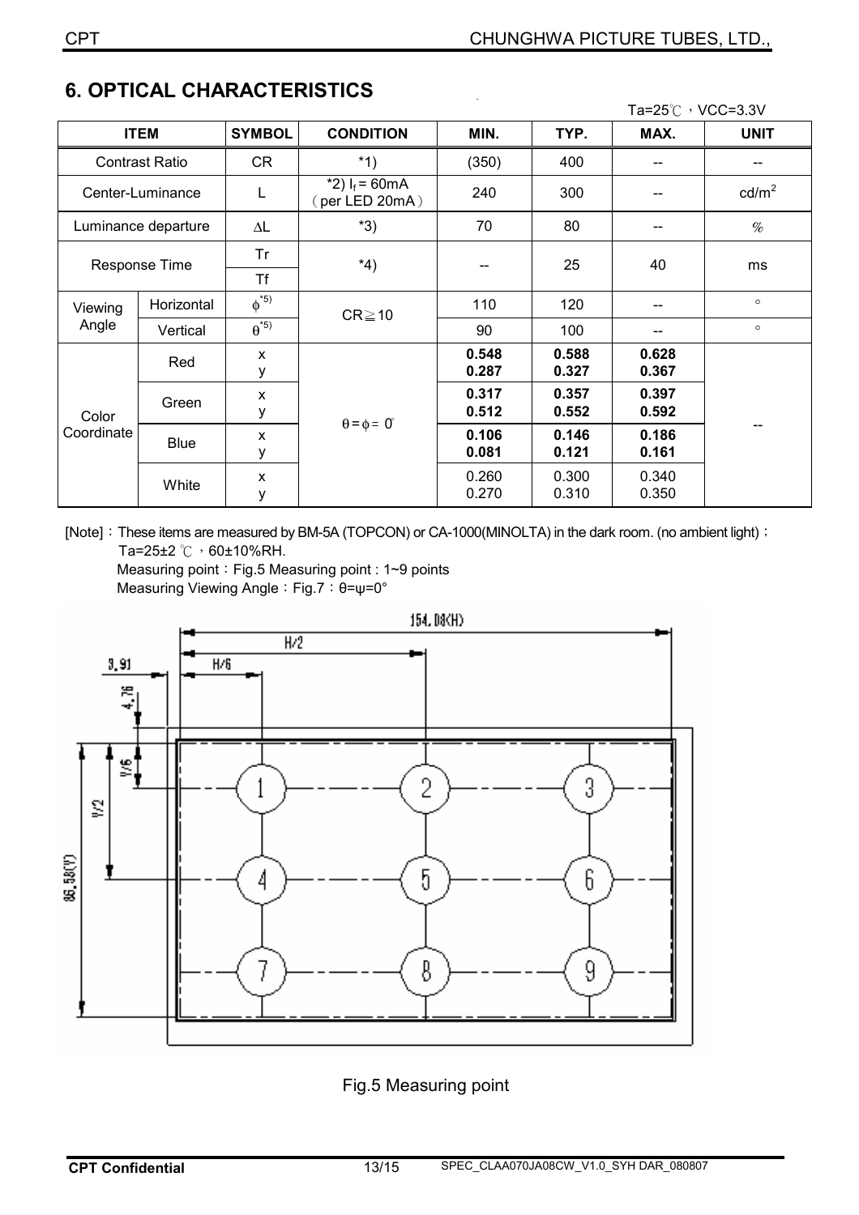## 6. OPTICAL CHARACTERISTICS

Ta=25℃，VCC=3.3V

| ITEM | | SYMBOL | CONDITION | MIN. | TYP. | MAX. | UNIT |
|---|---|---|---|---|---|---|---|
| Contrast Ratio | | CR | *1) | (350) | 400 | -- | -- |
| Center-Luminance | | L | *2) $I_f$ = 60mA（per LED 20mA） | 240 | 300 | -- | cd/m$^2$ |
| Luminance departure | | ΔL | *3) | 70 | 80 | -- | % |
| Response Time | | Tr / Tf | *4) | -- | 25 | 40 | ms |
| Viewing Angle | Horizontal | ϕ*5) | CR≧10 | 110 | 120 | -- | ° |
| | Vertical | θ*5) | | 90 | 100 | -- | ° |
| Color Coordinate | Red | x<br>y | θ = ϕ = 0° | **0.548**<br>**0.287** | **0.588**<br>**0.327** | **0.628**<br>**0.367** | -- |
| | Green | x<br>y | | **0.317**<br>**0.512** | **0.357**<br>**0.552** | **0.397**<br>**0.592** | |
| | Blue | x<br>y | | **0.106**<br>**0.081** | **0.146**<br>**0.121** | **0.186**<br>**0.161** | |
| | White | x<br>y | | 0.260<br>0.270 | 0.300<br>0.310 | 0.340<br>0.350 | |

[Note]：These items are measured by BM-5A (TOPCON) or CA-1000(MINOLTA) in the dark room. (no ambient light)；Ta=25±2 ℃，60±10%RH.

Measuring point：Fig.5 Measuring point : 1~9 points

Measuring Viewing Angle：Fig.7：θ=ψ=0°

Fig.5 Measuring point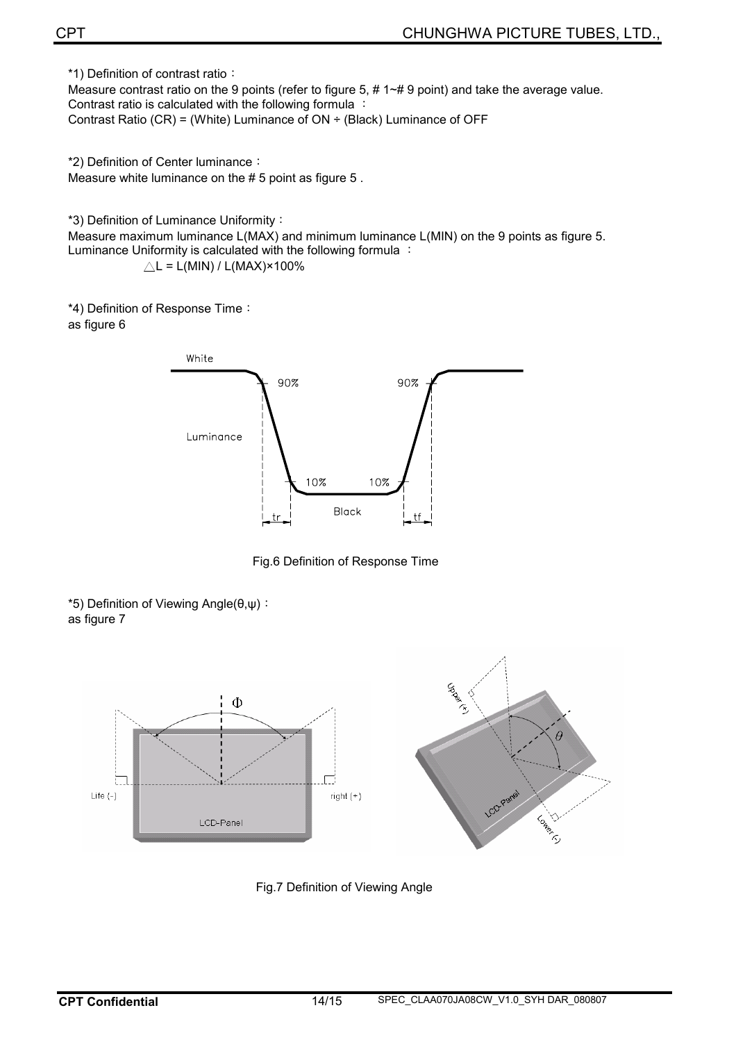*1) Definition of contrast ratio：

Measure contrast ratio on the 9 points (refer to figure 5, # 1~# 9 point) and take the average value.
Contrast ratio is calculated with the following formula ：
Contrast Ratio (CR) = (White) Luminance of ON ÷ (Black) Luminance of OFF

*2) Definition of Center luminance：

Measure white luminance on the # 5 point as figure 5 .

*3) Definition of Luminance Uniformity：

Measure maximum luminance L(MAX) and minimum luminance L(MIN) on the 9 points as figure 5.
Luminance Uniformity is calculated with the following formula ：

$\triangle L = L(MIN) / L(MAX) \times 100\%$

*4) Definition of Response Time：

as figure 6

Fig.6 Definition of Response Time

*5) Definition of Viewing Angle(θ,ψ)：

as figure 7

Fig.7 Definition of Viewing Angle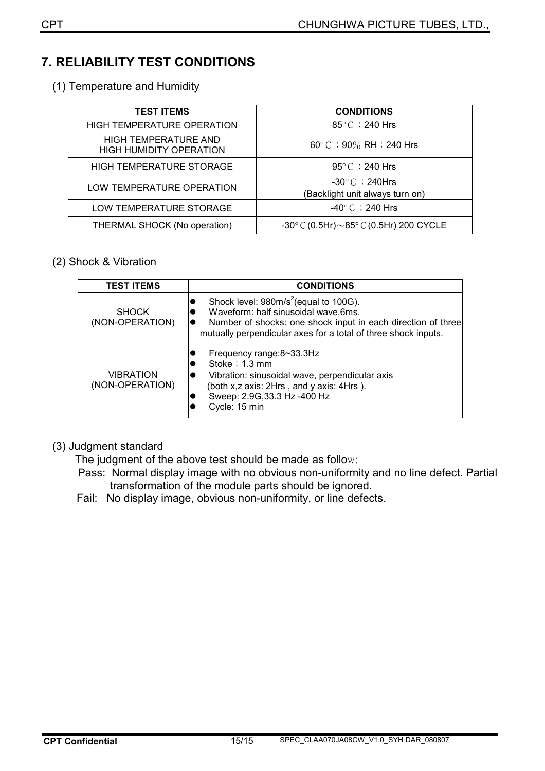## 7. RELIABILITY TEST CONDITIONS

(1) Temperature and Humidity

| TEST ITEMS | CONDITIONS |
|---|---|
| HIGH TEMPERATURE OPERATION | 85°C；240 Hrs |
| HIGH TEMPERATURE AND HIGH HUMIDITY OPERATION | 60°C；90% RH；240 Hrs |
| HIGH TEMPERATURE STORAGE | 95°C；240 Hrs |
| LOW TEMPERATURE OPERATION | -30°C；240Hrs (Backlight unit always turn on) |
| LOW TEMPERATURE STORAGE | -40°C；240 Hrs |
| THERMAL SHOCK (No operation) | -30°C(0.5Hr)～85°C(0.5Hr) 200 CYCLE |

(2) Shock & Vibration

| TEST ITEMS | CONDITIONS |
|---|---|
| SHOCK (NON-OPERATION) | • Shock level: $980m/s^2$(equal to 100G).<br>• Waveform: half sinusoidal wave,6ms.<br>• Number of shocks: one shock input in each direction of three mutually perpendicular axes for a total of three shock inputs. |
| VIBRATION (NON-OPERATION) | • Frequency range:8~33.3Hz<br>• Stoke：1.3 mm<br>• Vibration: sinusoidal wave, perpendicular axis (both x,z axis: 2Hrs , and y axis: 4Hrs ).<br>• Sweep: 2.9G,33.3 Hz -400 Hz<br>• Cycle: 15 min |

(3) Judgment standard

The judgment of the above test should be made as follow:

Pass: Normal display image with no obvious non-uniformity and no line defect. Partial transformation of the module parts should be ignored.

Fail: No display image, obvious non-uniformity, or line defects.